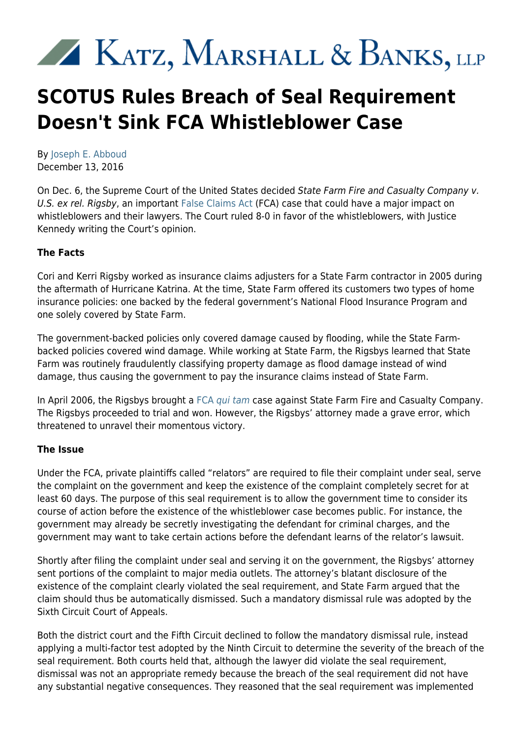# Katz, Marshall & Banks, LLP

# SCOTUS Rules Breach of Seal Requirement Doesn't Sink FCA Whistleblower Case

By Joseph E. Abboud
December 13, 2016

On Dec. 6, the Supreme Court of the United States decided *State Farm Fire and Casualty Company v. U.S. ex rel. Rigsby*, an important False Claims Act (FCA) case that could have a major impact on whistleblowers and their lawyers. The Court ruled 8-0 in favor of the whistleblowers, with Justice Kennedy writing the Court's opinion.

**The Facts**

Cori and Kerri Rigsby worked as insurance claims adjusters for a State Farm contractor in 2005 during the aftermath of Hurricane Katrina. At the time, State Farm offered its customers two types of home insurance policies: one backed by the federal government's National Flood Insurance Program and one solely covered by State Farm.

The government-backed policies only covered damage caused by flooding, while the State Farm-backed policies covered wind damage. While working at State Farm, the Rigsbys learned that State Farm was routinely fraudulently classifying property damage as flood damage instead of wind damage, thus causing the government to pay the insurance claims instead of State Farm.

In April 2006, the Rigsbys brought a FCA *qui tam* case against State Farm Fire and Casualty Company. The Rigsbys proceeded to trial and won. However, the Rigsbys' attorney made a grave error, which threatened to unravel their momentous victory.

**The Issue**

Under the FCA, private plaintiffs called "relators" are required to file their complaint under seal, serve the complaint on the government and keep the existence of the complaint completely secret for at least 60 days. The purpose of this seal requirement is to allow the government time to consider its course of action before the existence of the whistleblower case becomes public. For instance, the government may already be secretly investigating the defendant for criminal charges, and the government may want to take certain actions before the defendant learns of the relator's lawsuit.

Shortly after filing the complaint under seal and serving it on the government, the Rigsbys' attorney sent portions of the complaint to major media outlets. The attorney's blatant disclosure of the existence of the complaint clearly violated the seal requirement, and State Farm argued that the claim should thus be automatically dismissed. Such a mandatory dismissal rule was adopted by the Sixth Circuit Court of Appeals.

Both the district court and the Fifth Circuit declined to follow the mandatory dismissal rule, instead applying a multi-factor test adopted by the Ninth Circuit to determine the severity of the breach of the seal requirement. Both courts held that, although the lawyer did violate the seal requirement, dismissal was not an appropriate remedy because the breach of the seal requirement did not have any substantial negative consequences. They reasoned that the seal requirement was implemented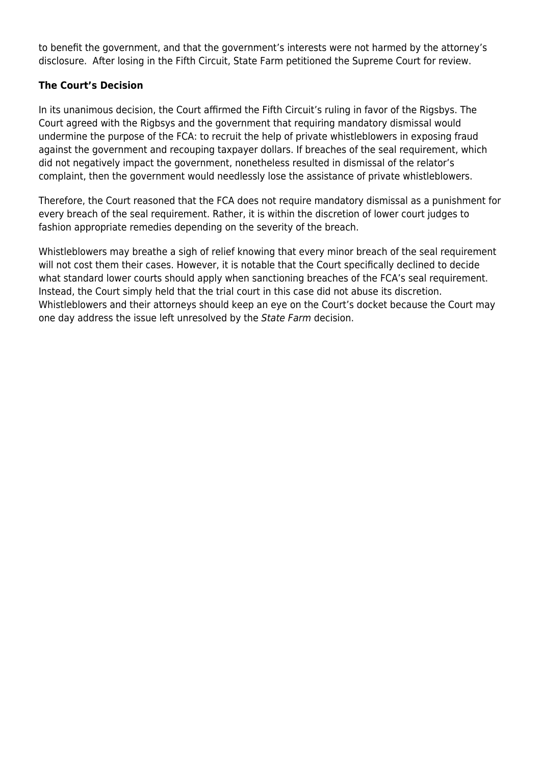to benefit the government, and that the government's interests were not harmed by the attorney's disclosure. After losing in the Fifth Circuit, State Farm petitioned the Supreme Court for review.

**The Court's Decision**

In its unanimous decision, the Court affirmed the Fifth Circuit's ruling in favor of the Rigsbys. The Court agreed with the Rigbsys and the government that requiring mandatory dismissal would undermine the purpose of the FCA: to recruit the help of private whistleblowers in exposing fraud against the government and recouping taxpayer dollars. If breaches of the seal requirement, which did not negatively impact the government, nonetheless resulted in dismissal of the relator's complaint, then the government would needlessly lose the assistance of private whistleblowers.

Therefore, the Court reasoned that the FCA does not require mandatory dismissal as a punishment for every breach of the seal requirement. Rather, it is within the discretion of lower court judges to fashion appropriate remedies depending on the severity of the breach.

Whistleblowers may breathe a sigh of relief knowing that every minor breach of the seal requirement will not cost them their cases. However, it is notable that the Court specifically declined to decide what standard lower courts should apply when sanctioning breaches of the FCA's seal requirement. Instead, the Court simply held that the trial court in this case did not abuse its discretion. Whistleblowers and their attorneys should keep an eye on the Court's docket because the Court may one day address the issue left unresolved by the *State Farm* decision.